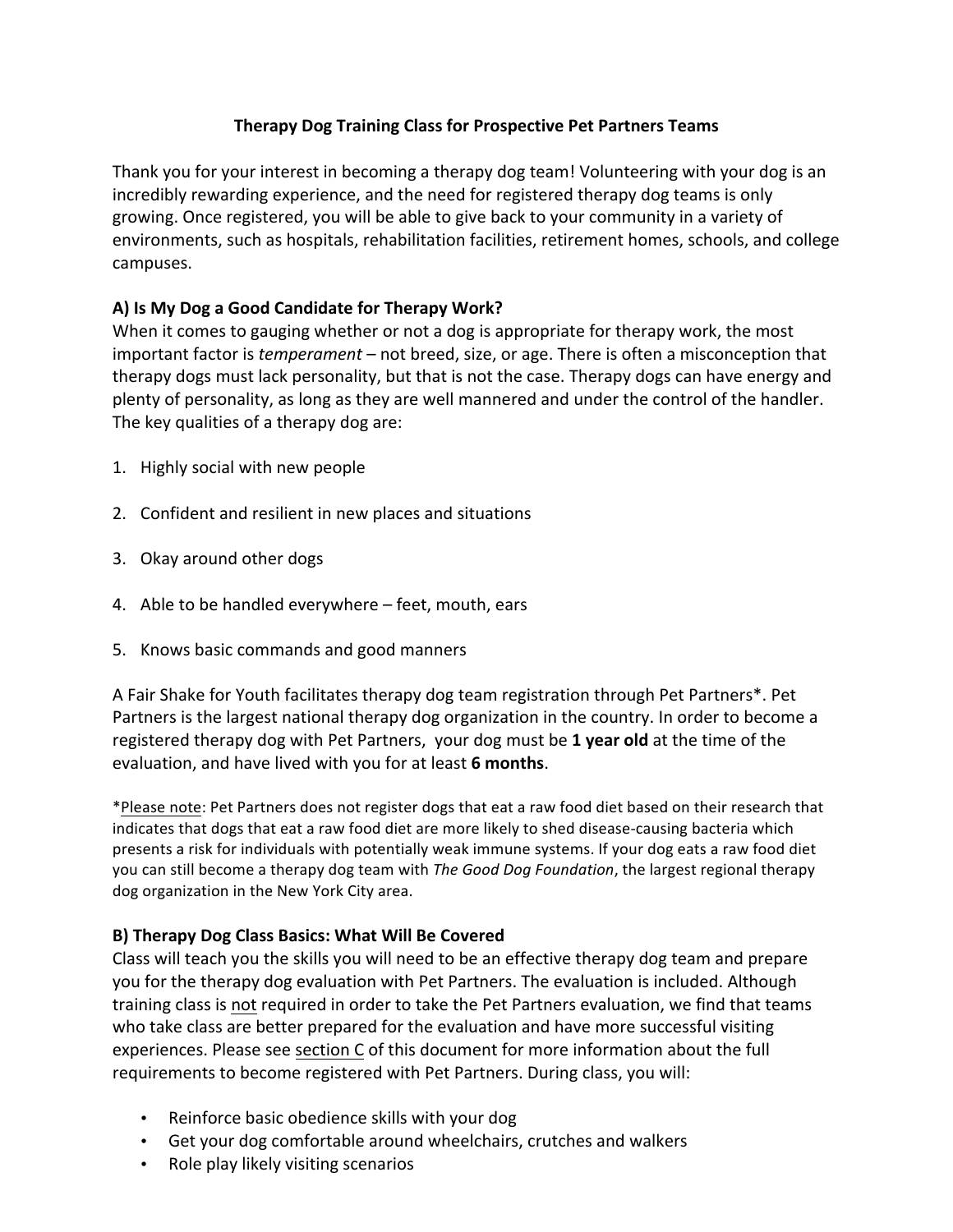# Therapy Dog Training Class for Prospective Pet Partners Teams

Thank you for your interest in becoming a therapy dog team! Volunteering with your dog is an incredibly rewarding experience, and the need for registered therapy dog teams is only growing. Once registered, you will be able to give back to your community in a variety of environments, such as hospitals, rehabilitation facilities, retirement homes, schools, and college campuses.

## A) Is My Dog a Good Candidate for Therapy Work?

When it comes to gauging whether or not a dog is appropriate for therapy work, the most important factor is *temperament* – not breed, size, or age. There is often a misconception that therapy dogs must lack personality, but that is not the case. Therapy dogs can have energy and plenty of personality, as long as they are well mannered and under the control of the handler. The key qualities of a therapy dog are:

1. Highly social with new people
2. Confident and resilient in new places and situations
3. Okay around other dogs
4. Able to be handled everywhere – feet, mouth, ears
5. Knows basic commands and good manners

A Fair Shake for Youth facilitates therapy dog team registration through Pet Partners*. Pet Partners is the largest national therapy dog organization in the country. In order to become a registered therapy dog with Pet Partners, your dog must be **1 year old** at the time of the evaluation, and have lived with you for at least **6 months**.

*<u>Please note</u>: Pet Partners does not register dogs that eat a raw food diet based on their research that indicates that dogs that eat a raw food diet are more likely to shed disease-causing bacteria which presents a risk for individuals with potentially weak immune systems. If your dog eats a raw food diet you can still become a therapy dog team with *The Good Dog Foundation*, the largest regional therapy dog organization in the New York City area.

## B) Therapy Dog Class Basics: What Will Be Covered

Class will teach you the skills you will need to be an effective therapy dog team and prepare you for the therapy dog evaluation with Pet Partners. The evaluation is included. Although training class is <u>not</u> required in order to take the Pet Partners evaluation, we find that teams who take class are better prepared for the evaluation and have more successful visiting experiences. Please see <u>section C</u> of this document for more information about the full requirements to become registered with Pet Partners. During class, you will:

- Reinforce basic obedience skills with your dog
- Get your dog comfortable around wheelchairs, crutches and walkers
- Role play likely visiting scenarios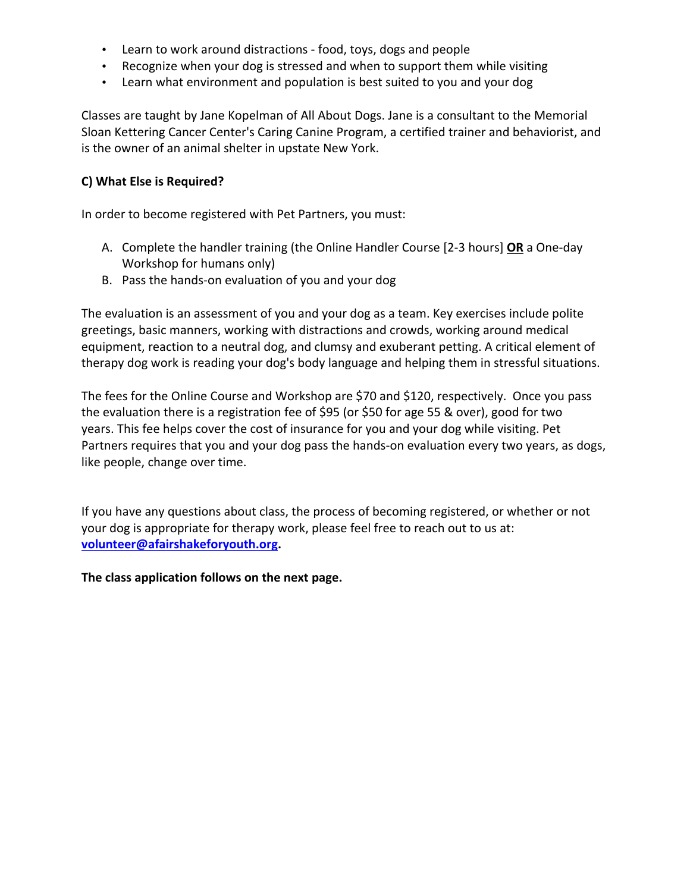- Learn to work around distractions - food, toys, dogs and people
- Recognize when your dog is stressed and when to support them while visiting
- Learn what environment and population is best suited to you and your dog

Classes are taught by Jane Kopelman of All About Dogs. Jane is a consultant to the Memorial Sloan Kettering Cancer Center's Caring Canine Program, a certified trainer and behaviorist, and is the owner of an animal shelter in upstate New York.

**C) What Else is Required?**

In order to become registered with Pet Partners, you must:

A. Complete the handler training (the Online Handler Course [2-3 hours] **OR** a One-day Workshop for humans only)
B. Pass the hands-on evaluation of you and your dog

The evaluation is an assessment of you and your dog as a team. Key exercises include polite greetings, basic manners, working with distractions and crowds, working around medical equipment, reaction to a neutral dog, and clumsy and exuberant petting. A critical element of therapy dog work is reading your dog's body language and helping them in stressful situations.

The fees for the Online Course and Workshop are $70 and $120, respectively. Once you pass the evaluation there is a registration fee of $95 (or $50 for age 55 & over), good for two years. This fee helps cover the cost of insurance for you and your dog while visiting. Pet Partners requires that you and your dog pass the hands-on evaluation every two years, as dogs, like people, change over time.

If you have any questions about class, the process of becoming registered, or whether or not your dog is appropriate for therapy work, please feel free to reach out to us at: **volunteer@afairshakeforyouth.org.**

**The class application follows on the next page.**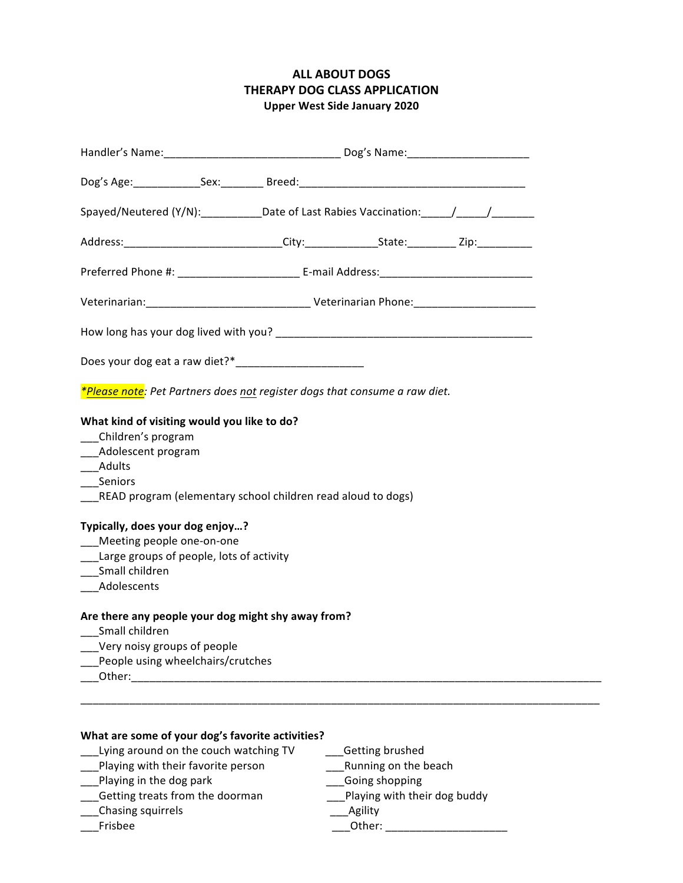**ALL ABOUT DOGS**
**THERAPY DOG CLASS APPLICATION**
**Upper West Side January 2020**

Handler's Name:_____________________________ Dog's Name:____________________

Dog's Age:___________Sex:_______ Breed:_____________________________________

Spayed/Neutered (Y/N):__________Date of Last Rabies Vaccination:_____/_____/_______

Address:__________________________City:____________State:________ Zip:_________

Preferred Phone #: ____________________ E-mail Address:_________________________

Veterinarian:___________________________ Veterinarian Phone:____________________

How long has your dog lived with you? __________________________________________

Does your dog eat a raw diet?*_____________________

*_*Please note_: Pet Partners does _not_ register dogs that consume a raw diet.*

**What kind of visiting would you like to do?**

___Children's program
___Adolescent program
___Adults
___Seniors
___READ program (elementary school children read aloud to dogs)

**Typically, does your dog enjoy…?**

___Meeting people one-on-one
___Large groups of people, lots of activity
___Small children
___Adolescents

**Are there any people your dog might shy away from?**

___Small children
___Very noisy groups of people
___People using wheelchairs/crutches
___Other:_________________________________________________________________________

__________________________________________________________________________________

**What are some of your dog's favorite activities?**

___Lying around on the couch watching TV
___Playing with their favorite person
___Playing in the dog park
___Getting treats from the doorman
___Chasing squirrels
___Frisbee
___Getting brushed
___Running on the beach
___Going shopping
___Playing with their dog buddy
___Agility
___Other: ____________________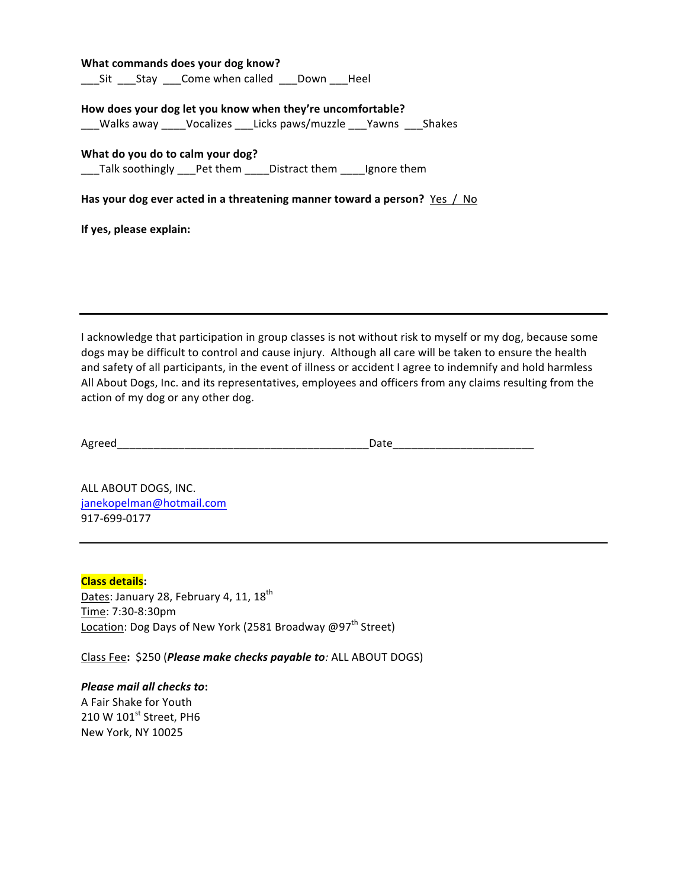**What commands does your dog know?**
___Sit ___Stay ___Come when called ___Down ___Heel

**How does your dog let you know when they're uncomfortable?**
___Walks away ____Vocalizes ___Licks paws/muzzle ___Yawns ___Shakes

**What do you do to calm your dog?**
___Talk soothingly ___Pet them ____Distract them ____Ignore them

**Has your dog ever acted in a threatening manner toward a person?** Yes / No

**If yes, please explain:**

---

I acknowledge that participation in group classes is not without risk to myself or my dog, because some dogs may be difficult to control and cause injury. Although all care will be taken to ensure the health and safety of all participants, in the event of illness or accident I agree to indemnify and hold harmless All About Dogs, Inc. and its representatives, employees and officers from any claims resulting from the action of my dog or any other dog.

Agreed__________________________________________Date_______________________

ALL ABOUT DOGS, INC.
janekopelman@hotmail.com
917-699-0177

---

**Class details:**
Dates: January 28, February 4, 11, 18th
Time: 7:30-8:30pm
Location: Dog Days of New York (2581 Broadway @97th Street)

Class Fee**:** $250 (***Please make checks payable to****:* ALL ABOUT DOGS)

***Please mail all checks to*****:**
A Fair Shake for Youth
210 W 101st Street, PH6
New York, NY 10025